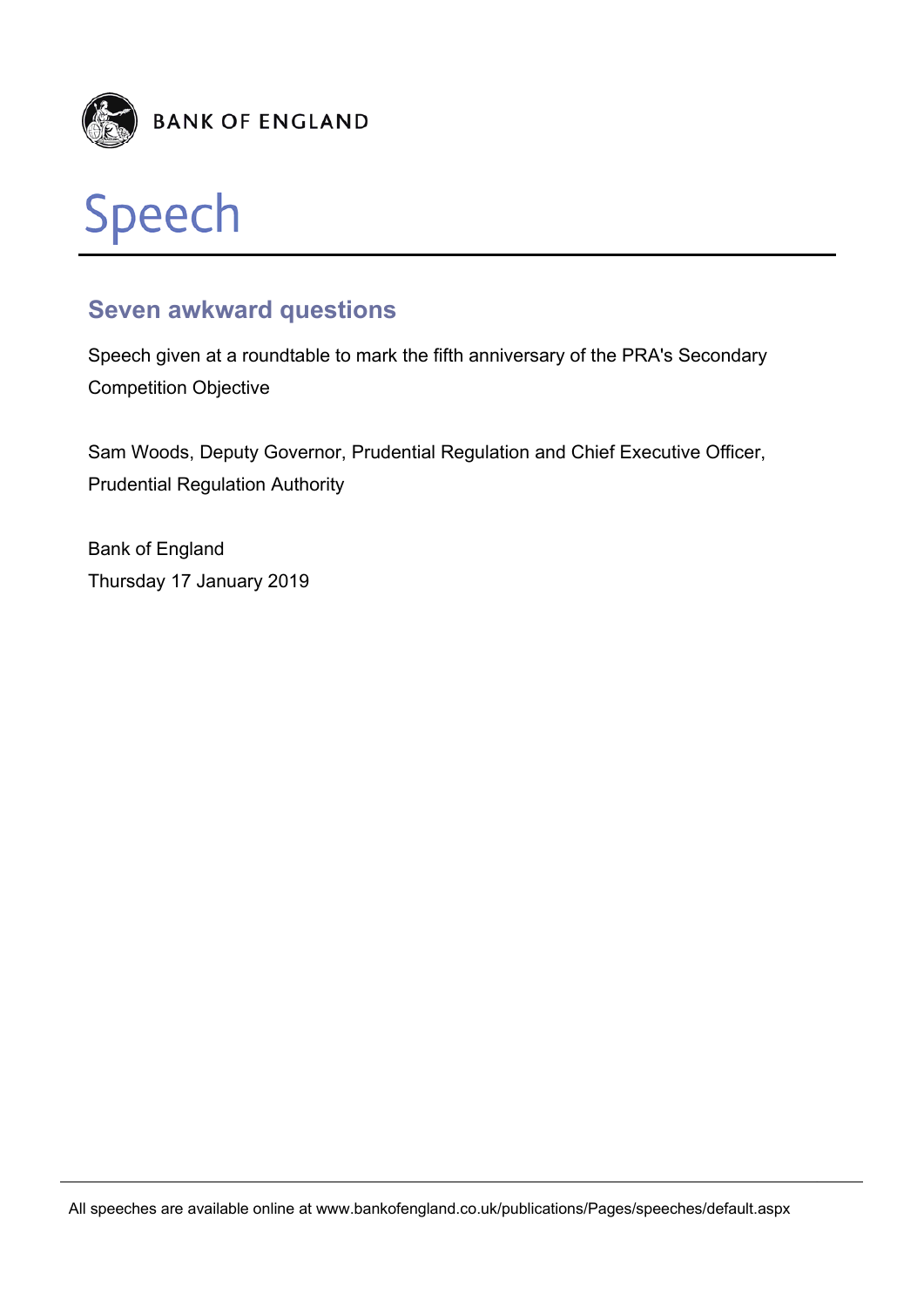BANK OF ENGLAND

# Speech

## Seven awkward questions

Speech given at a roundtable to mark the fifth anniversary of the PRA's Secondary Competition Objective

Sam Woods, Deputy Governor, Prudential Regulation and Chief Executive Officer, Prudential Regulation Authority

Bank of England
Thursday 17 January 2019

All speeches are available online at www.bankofengland.co.uk/publications/Pages/speeches/default.aspx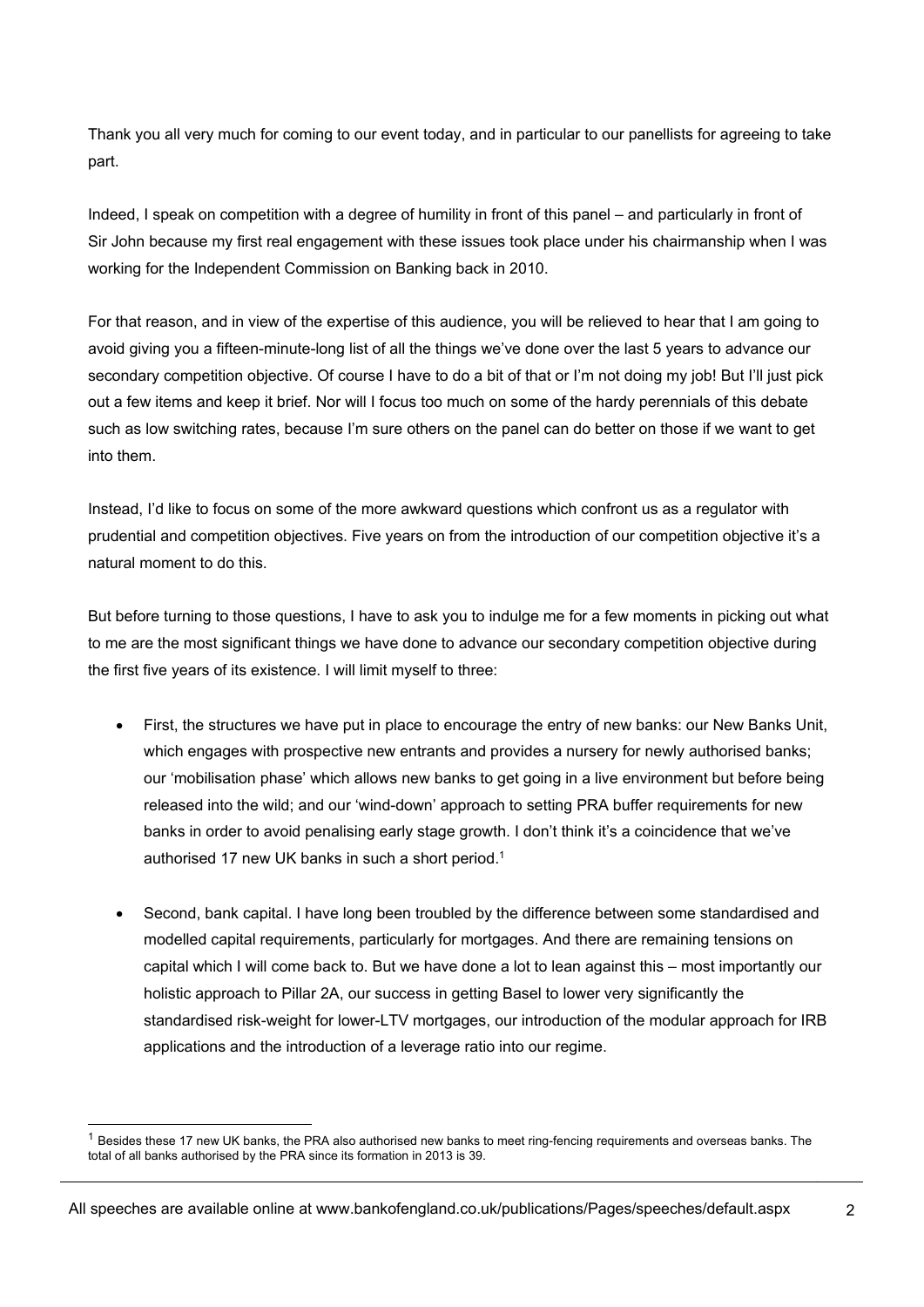Thank you all very much for coming to our event today, and in particular to our panellists for agreeing to take part.

Indeed, I speak on competition with a degree of humility in front of this panel – and particularly in front of Sir John because my first real engagement with these issues took place under his chairmanship when I was working for the Independent Commission on Banking back in 2010.

For that reason, and in view of the expertise of this audience, you will be relieved to hear that I am going to avoid giving you a fifteen-minute-long list of all the things we've done over the last 5 years to advance our secondary competition objective. Of course I have to do a bit of that or I'm not doing my job! But I'll just pick out a few items and keep it brief. Nor will I focus too much on some of the hardy perennials of this debate such as low switching rates, because I'm sure others on the panel can do better on those if we want to get into them.

Instead, I'd like to focus on some of the more awkward questions which confront us as a regulator with prudential and competition objectives. Five years on from the introduction of our competition objective it's a natural moment to do this.

But before turning to those questions, I have to ask you to indulge me for a few moments in picking out what to me are the most significant things we have done to advance our secondary competition objective during the first five years of its existence. I will limit myself to three:

- First, the structures we have put in place to encourage the entry of new banks: our New Banks Unit, which engages with prospective new entrants and provides a nursery for newly authorised banks; our 'mobilisation phase' which allows new banks to get going in a live environment but before being released into the wild; and our 'wind-down' approach to setting PRA buffer requirements for new banks in order to avoid penalising early stage growth. I don't think it's a coincidence that we've authorised 17 new UK banks in such a short period.[1]

- Second, bank capital. I have long been troubled by the difference between some standardised and modelled capital requirements, particularly for mortgages. And there are remaining tensions on capital which I will come back to. But we have done a lot to lean against this – most importantly our holistic approach to Pillar 2A, our success in getting Basel to lower very significantly the standardised risk-weight for lower-LTV mortgages, our introduction of the modular approach for IRB applications and the introduction of a leverage ratio into our regime.

[1] Besides these 17 new UK banks, the PRA also authorised new banks to meet ring-fencing requirements and overseas banks. The total of all banks authorised by the PRA since its formation in 2013 is 39.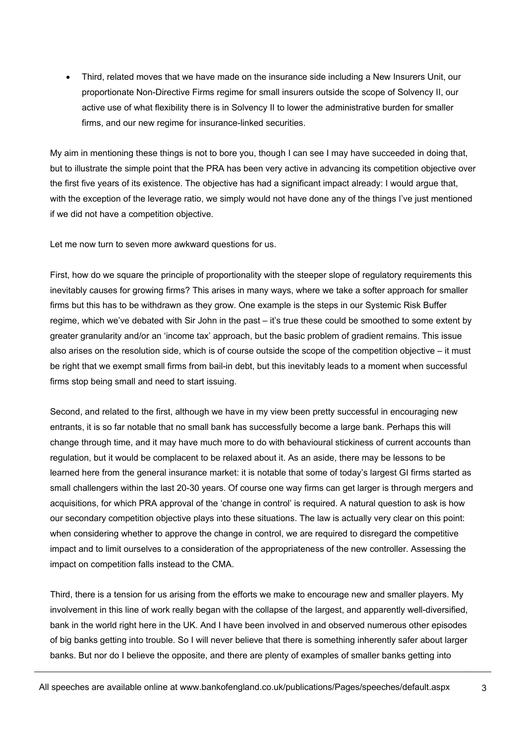- Third, related moves that we have made on the insurance side including a New Insurers Unit, our proportionate Non-Directive Firms regime for small insurers outside the scope of Solvency II, our active use of what flexibility there is in Solvency II to lower the administrative burden for smaller firms, and our new regime for insurance-linked securities.

My aim in mentioning these things is not to bore you, though I can see I may have succeeded in doing that, but to illustrate the simple point that the PRA has been very active in advancing its competition objective over the first five years of its existence. The objective has had a significant impact already: I would argue that, with the exception of the leverage ratio, we simply would not have done any of the things I've just mentioned if we did not have a competition objective.

Let me now turn to seven more awkward questions for us.

First, how do we square the principle of proportionality with the steeper slope of regulatory requirements this inevitably causes for growing firms? This arises in many ways, where we take a softer approach for smaller firms but this has to be withdrawn as they grow. One example is the steps in our Systemic Risk Buffer regime, which we've debated with Sir John in the past – it's true these could be smoothed to some extent by greater granularity and/or an 'income tax' approach, but the basic problem of gradient remains. This issue also arises on the resolution side, which is of course outside the scope of the competition objective – it must be right that we exempt small firms from bail-in debt, but this inevitably leads to a moment when successful firms stop being small and need to start issuing.

Second, and related to the first, although we have in my view been pretty successful in encouraging new entrants, it is so far notable that no small bank has successfully become a large bank. Perhaps this will change through time, and it may have much more to do with behavioural stickiness of current accounts than regulation, but it would be complacent to be relaxed about it. As an aside, there may be lessons to be learned here from the general insurance market: it is notable that some of today's largest GI firms started as small challengers within the last 20-30 years. Of course one way firms can get larger is through mergers and acquisitions, for which PRA approval of the 'change in control' is required. A natural question to ask is how our secondary competition objective plays into these situations. The law is actually very clear on this point: when considering whether to approve the change in control, we are required to disregard the competitive impact and to limit ourselves to a consideration of the appropriateness of the new controller. Assessing the impact on competition falls instead to the CMA.

Third, there is a tension for us arising from the efforts we make to encourage new and smaller players. My involvement in this line of work really began with the collapse of the largest, and apparently well-diversified, bank in the world right here in the UK. And I have been involved in and observed numerous other episodes of big banks getting into trouble. So I will never believe that there is something inherently safer about larger banks. But nor do I believe the opposite, and there are plenty of examples of smaller banks getting into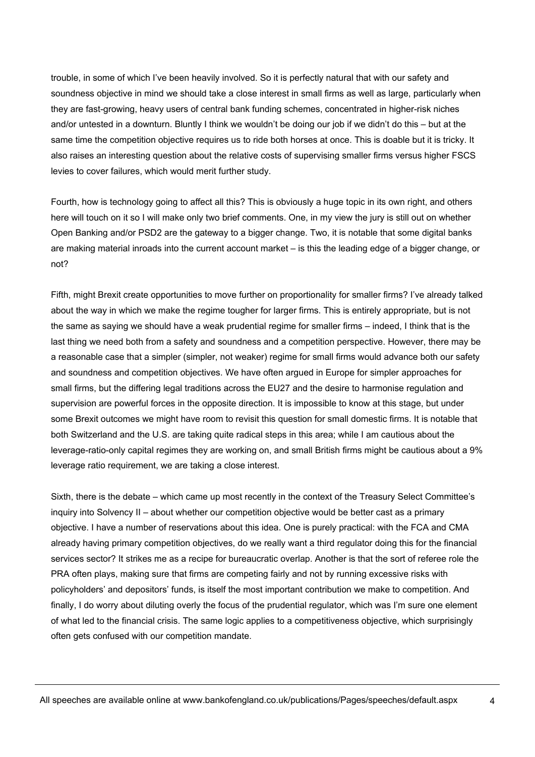trouble, in some of which I've been heavily involved. So it is perfectly natural that with our safety and soundness objective in mind we should take a close interest in small firms as well as large, particularly when they are fast-growing, heavy users of central bank funding schemes, concentrated in higher-risk niches and/or untested in a downturn. Bluntly I think we wouldn't be doing our job if we didn't do this – but at the same time the competition objective requires us to ride both horses at once. This is doable but it is tricky. It also raises an interesting question about the relative costs of supervising smaller firms versus higher FSCS levies to cover failures, which would merit further study.

Fourth, how is technology going to affect all this? This is obviously a huge topic in its own right, and others here will touch on it so I will make only two brief comments. One, in my view the jury is still out on whether Open Banking and/or PSD2 are the gateway to a bigger change. Two, it is notable that some digital banks are making material inroads into the current account market – is this the leading edge of a bigger change, or not?

Fifth, might Brexit create opportunities to move further on proportionality for smaller firms? I've already talked about the way in which we make the regime tougher for larger firms. This is entirely appropriate, but is not the same as saying we should have a weak prudential regime for smaller firms – indeed, I think that is the last thing we need both from a safety and soundness and a competition perspective. However, there may be a reasonable case that a simpler (simpler, not weaker) regime for small firms would advance both our safety and soundness and competition objectives. We have often argued in Europe for simpler approaches for small firms, but the differing legal traditions across the EU27 and the desire to harmonise regulation and supervision are powerful forces in the opposite direction. It is impossible to know at this stage, but under some Brexit outcomes we might have room to revisit this question for small domestic firms. It is notable that both Switzerland and the U.S. are taking quite radical steps in this area; while I am cautious about the leverage-ratio-only capital regimes they are working on, and small British firms might be cautious about a 9% leverage ratio requirement, we are taking a close interest.

Sixth, there is the debate – which came up most recently in the context of the Treasury Select Committee's inquiry into Solvency II – about whether our competition objective would be better cast as a primary objective. I have a number of reservations about this idea. One is purely practical: with the FCA and CMA already having primary competition objectives, do we really want a third regulator doing this for the financial services sector? It strikes me as a recipe for bureaucratic overlap. Another is that the sort of referee role the PRA often plays, making sure that firms are competing fairly and not by running excessive risks with policyholders' and depositors' funds, is itself the most important contribution we make to competition. And finally, I do worry about diluting overly the focus of the prudential regulator, which was I'm sure one element of what led to the financial crisis. The same logic applies to a competitiveness objective, which surprisingly often gets confused with our competition mandate.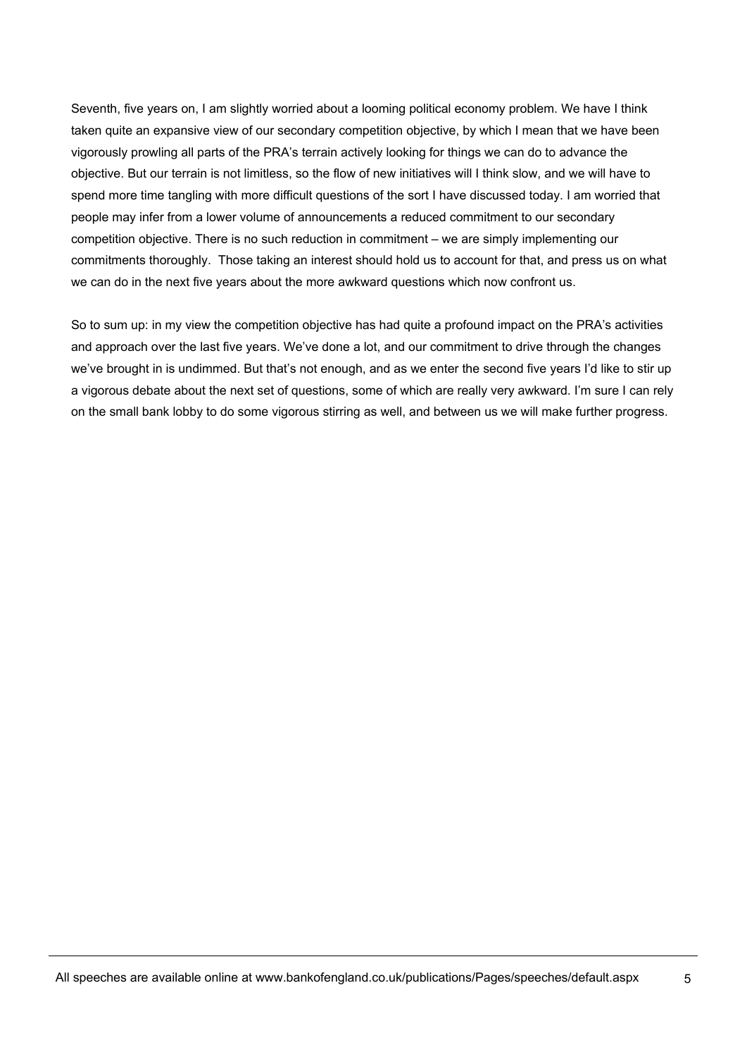Seventh, five years on, I am slightly worried about a looming political economy problem. We have I think taken quite an expansive view of our secondary competition objective, by which I mean that we have been vigorously prowling all parts of the PRA's terrain actively looking for things we can do to advance the objective. But our terrain is not limitless, so the flow of new initiatives will I think slow, and we will have to spend more time tangling with more difficult questions of the sort I have discussed today. I am worried that people may infer from a lower volume of announcements a reduced commitment to our secondary competition objective. There is no such reduction in commitment – we are simply implementing our commitments thoroughly. Those taking an interest should hold us to account for that, and press us on what we can do in the next five years about the more awkward questions which now confront us.

So to sum up: in my view the competition objective has had quite a profound impact on the PRA's activities and approach over the last five years. We've done a lot, and our commitment to drive through the changes we've brought in is undimmed. But that's not enough, and as we enter the second five years I'd like to stir up a vigorous debate about the next set of questions, some of which are really very awkward. I'm sure I can rely on the small bank lobby to do some vigorous stirring as well, and between us we will make further progress.